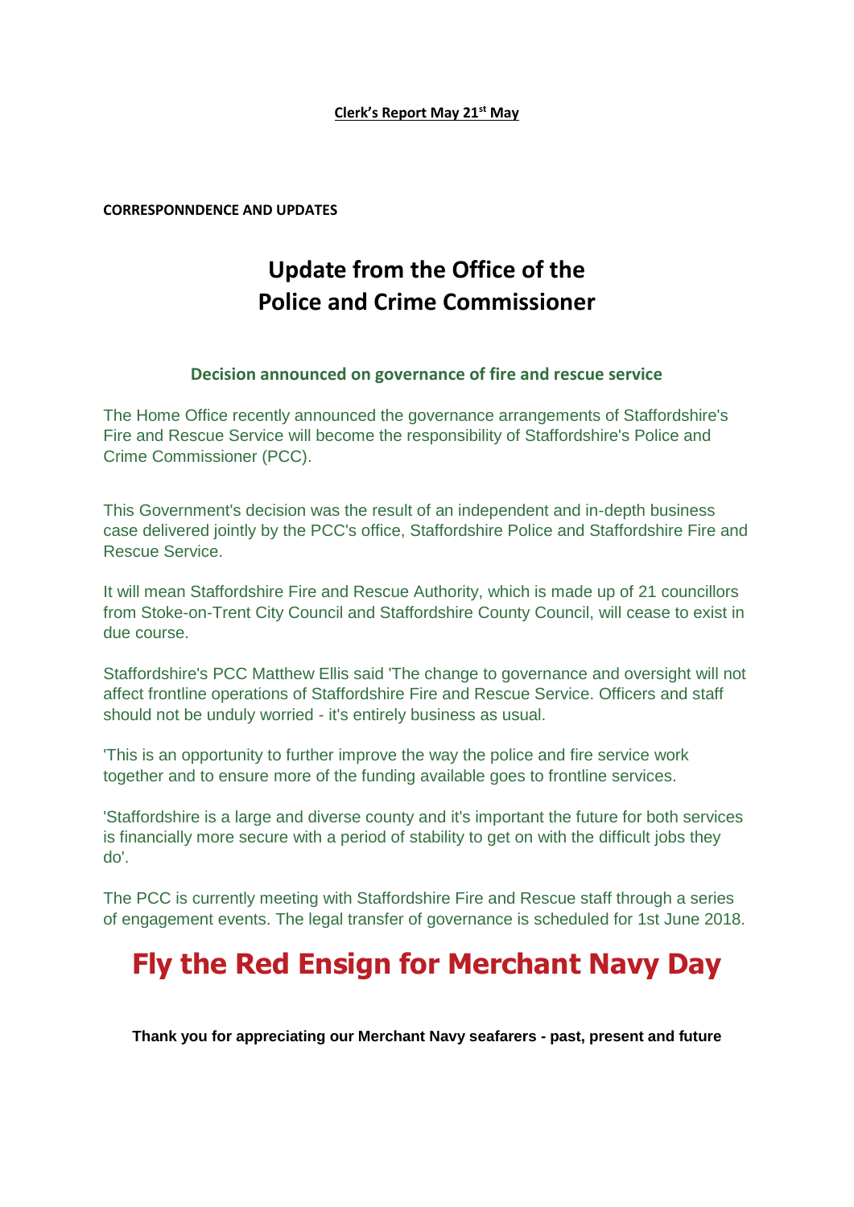**Clerk's Report May 21st May**

**CORRESPONNDENCE AND UPDATES**

# Update from the Office of the Police and Crime Commissioner

### Decision announced on governance of fire and rescue service

The Home Office recently announced the governance arrangements of Staffordshire's Fire and Rescue Service will become the responsibility of Staffordshire's Police and Crime Commissioner (PCC).

This Government's decision was the result of an independent and in-depth business case delivered jointly by the PCC's office, Staffordshire Police and Staffordshire Fire and Rescue Service.

It will mean Staffordshire Fire and Rescue Authority, which is made up of 21 councillors from Stoke-on-Trent City Council and Staffordshire County Council, will cease to exist in due course.

Staffordshire's PCC Matthew Ellis said 'The change to governance and oversight will not affect frontline operations of Staffordshire Fire and Rescue Service. Officers and staff should not be unduly worried - it's entirely business as usual.

'This is an opportunity to further improve the way the police and fire service work together and to ensure more of the funding available goes to frontline services.

'Staffordshire is a large and diverse county and it's important the future for both services is financially more secure with a period of stability to get on with the difficult jobs they do'.

The PCC is currently meeting with Staffordshire Fire and Rescue staff through a series of engagement events. The legal transfer of governance is scheduled for 1st June 2018.

# Fly the Red Ensign for Merchant Navy Day

**Thank you for appreciating our Merchant Navy seafarers - past, present and future**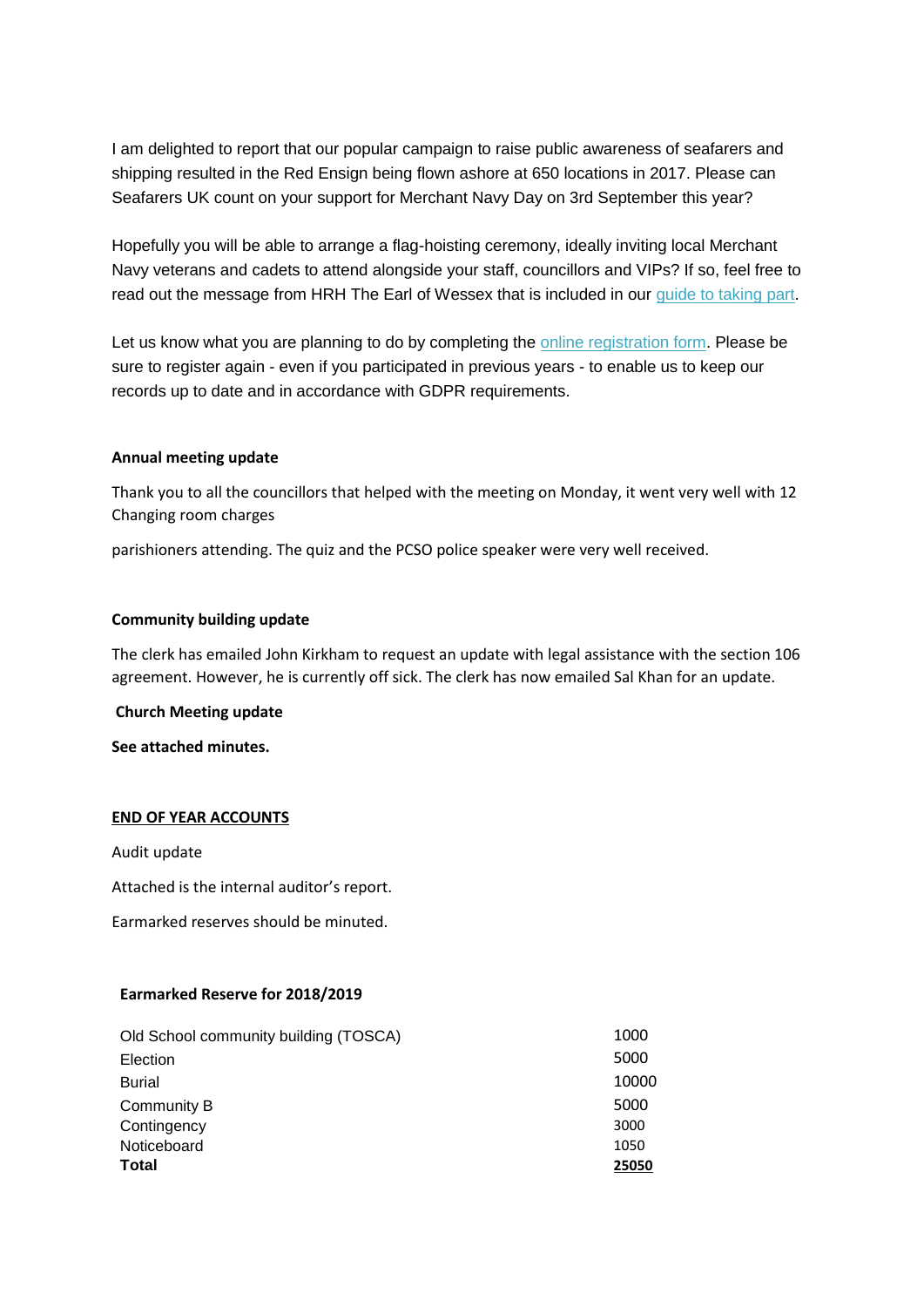I am delighted to report that our popular campaign to raise public awareness of seafarers and shipping resulted in the Red Ensign being flown ashore at 650 locations in 2017. Please can Seafarers UK count on your support for Merchant Navy Day on 3rd September this year?

Hopefully you will be able to arrange a flag-hoisting ceremony, ideally inviting local Merchant Navy veterans and cadets to attend alongside your staff, councillors and VIPs? If so, feel free to read out the message from HRH The Earl of Wessex that is included in our guide to taking part.

Let us know what you are planning to do by completing the online registration form. Please be sure to register again - even if you participated in previous years - to enable us to keep our records up to date and in accordance with GDPR requirements.

**Annual meeting update**

Thank you to all the councillors that helped with the meeting on Monday, it went very well with 12 Changing room charges

parishioners attending. The quiz and the PCSO police speaker were very well received.

**Community building update**

The clerk has emailed John Kirkham to request an update with legal assistance with the section 106 agreement. However, he is currently off sick. The clerk has now emailed Sal Khan for an update.

**Church Meeting update**

**See attached minutes.**

**END OF YEAR ACCOUNTS**

Audit update

Attached is the internal auditor's report.

Earmarked reserves should be minuted.

**Earmarked Reserve for 2018/2019**

| | |
|---|---|
| Old School community building (TOSCA) | 1000 |
| Election | 5000 |
| Burial | 10000 |
| Community B | 5000 |
| Contingency | 3000 |
| Noticeboard | 1050 |
| **Total** | **25050** |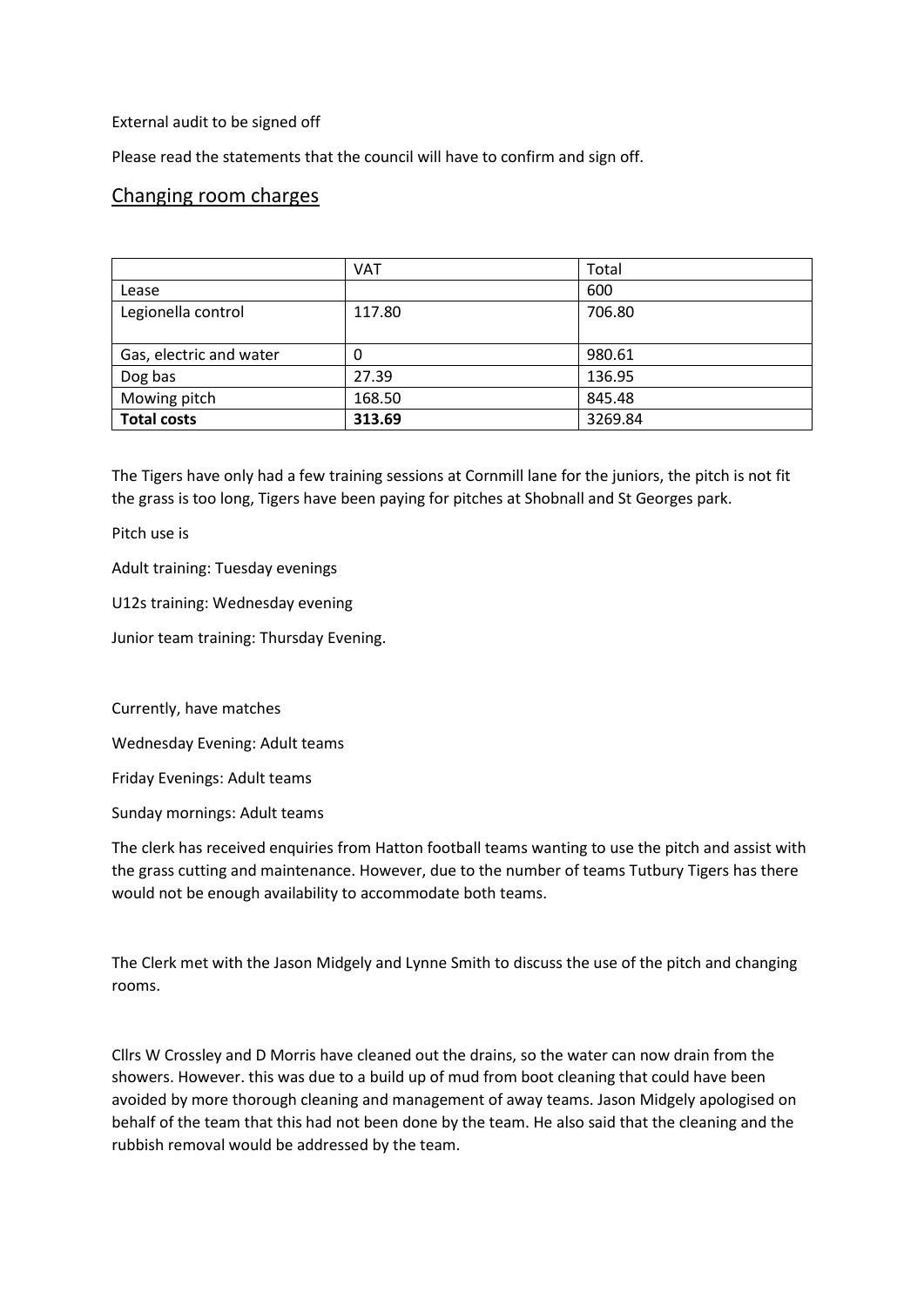External audit to be signed off

Please read the statements that the council will have to confirm and sign off.

## Changing room charges

| | VAT | Total |
|---|---|---|
| Lease | | 600 |
| Legionella control | 117.80 | 706.80 |
| Gas, electric and water | 0 | 980.61 |
| Dog bas | 27.39 | 136.95 |
| Mowing pitch | 168.50 | 845.48 |
| **Total costs** | **313.69** | 3269.84 |

The Tigers have only had a few training sessions at Cornmill lane for the juniors, the pitch is not fit the grass is too long, Tigers have been paying for pitches at Shobnall and St Georges park.

Pitch use is

Adult training: Tuesday evenings

U12s training: Wednesday evening

Junior team training: Thursday Evening.

Currently, have matches

Wednesday Evening: Adult teams

Friday Evenings: Adult teams

Sunday mornings: Adult teams

The clerk has received enquiries from Hatton football teams wanting to use the pitch and assist with the grass cutting and maintenance. However, due to the number of teams Tutbury Tigers has there would not be enough availability to accommodate both teams.

The Clerk met with the Jason Midgely and Lynne Smith to discuss the use of the pitch and changing rooms.

Cllrs W Crossley and D Morris have cleaned out the drains, so the water can now drain from the showers. However. this was due to a build up of mud from boot cleaning that could have been avoided by more thorough cleaning and management of away teams. Jason Midgely apologised on behalf of the team that this had not been done by the team. He also said that the cleaning and the rubbish removal would be addressed by the team.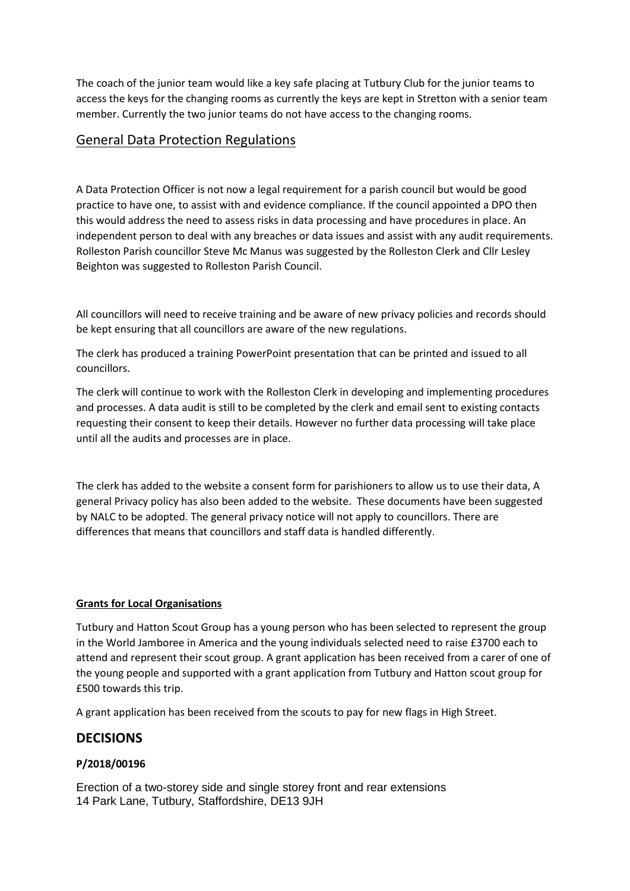The coach of the junior team would like a key safe placing at Tutbury Club for the junior teams to access the keys for the changing rooms as currently the keys are kept in Stretton with a senior team member. Currently the two junior teams do not have access to the changing rooms.

## General Data Protection Regulations

A Data Protection Officer is not now a legal requirement for a parish council but would be good practice to have one, to assist with and evidence compliance. If the council appointed a DPO then this would address the need to assess risks in data processing and have procedures in place. An independent person to deal with any breaches or data issues and assist with any audit requirements. Rolleston Parish councillor Steve Mc Manus was suggested by the Rolleston Clerk and Cllr Lesley Beighton was suggested to Rolleston Parish Council.

All councillors will need to receive training and be aware of new privacy policies and records should be kept ensuring that all councillors are aware of the new regulations.

The clerk has produced a training PowerPoint presentation that can be printed and issued to all councillors.

The clerk will continue to work with the Rolleston Clerk in developing and implementing procedures and processes. A data audit is still to be completed by the clerk and email sent to existing contacts requesting their consent to keep their details. However no further data processing will take place until all the audits and processes are in place.

The clerk has added to the website a consent form for parishioners to allow us to use their data, A general Privacy policy has also been added to the website. These documents have been suggested by NALC to be adopted. The general privacy notice will not apply to councillors. There are differences that means that councillors and staff data is handled differently.

**Grants for Local Organisations**

Tutbury and Hatton Scout Group has a young person who has been selected to represent the group in the World Jamboree in America and the young individuals selected need to raise £3700 each to attend and represent their scout group. A grant application has been received from a carer of one of the young people and supported with a grant application from Tutbury and Hatton scout group for £500 towards this trip.

A grant application has been received from the scouts to pay for new flags in High Street.

## DECISIONS

**P/2018/00196**

Erection of a two-storey side and single storey front and rear extensions
14 Park Lane, Tutbury, Staffordshire, DE13 9JH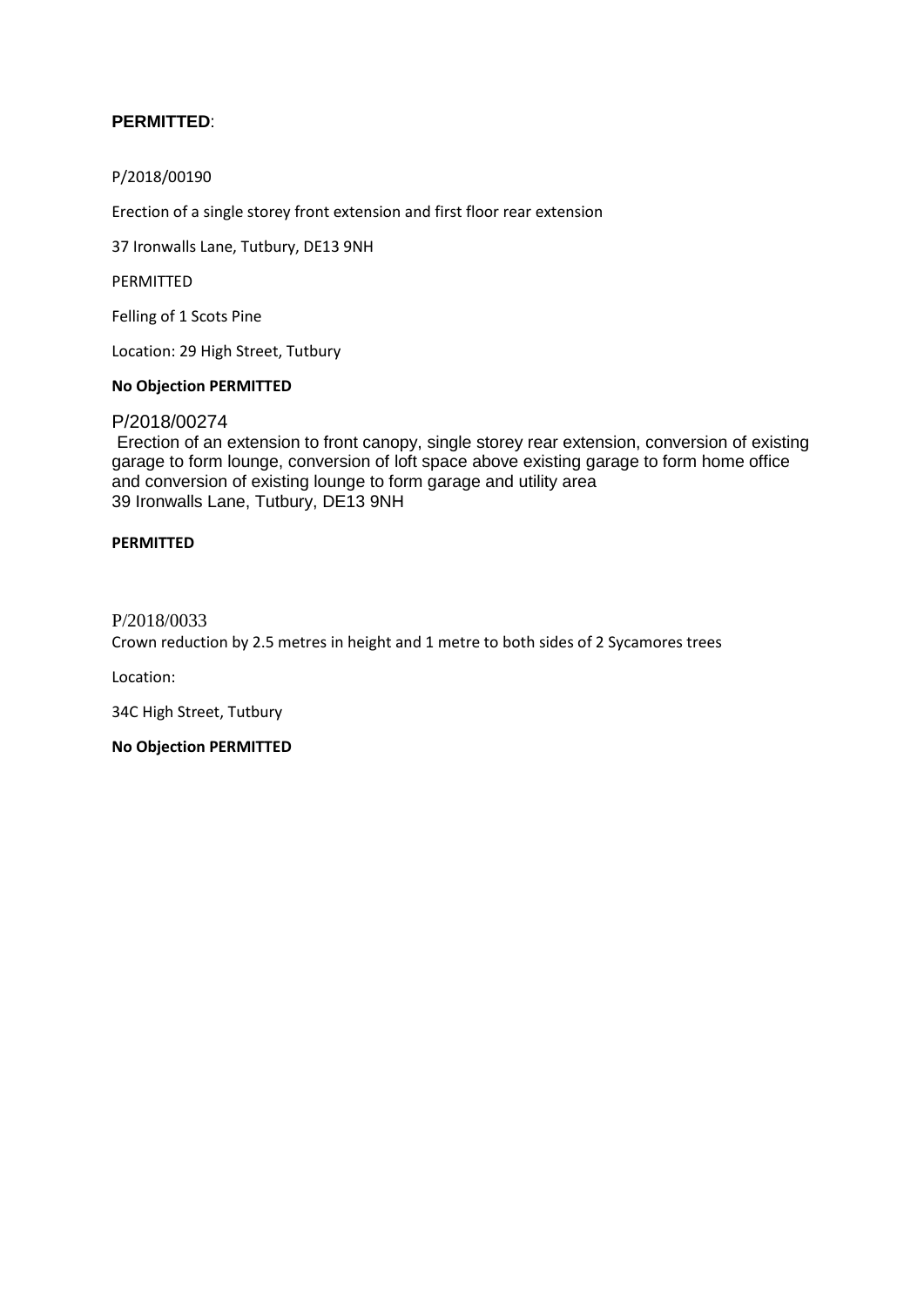**PERMITTED**:

P/2018/00190

Erection of a single storey front extension and first floor rear extension

37 Ironwalls Lane, Tutbury, DE13 9NH

PERMITTED

Felling of 1 Scots Pine

Location: 29 High Street, Tutbury

**No Objection PERMITTED**

P/2018/00274

Erection of an extension to front canopy, single storey rear extension, conversion of existing garage to form lounge, conversion of loft space above existing garage to form home office and conversion of existing lounge to form garage and utility area
39 Ironwalls Lane, Tutbury, DE13 9NH

**PERMITTED**

P/2018/0033
Crown reduction by 2.5 metres in height and 1 metre to both sides of 2 Sycamores trees

Location:

34C High Street, Tutbury

**No Objection PERMITTED**